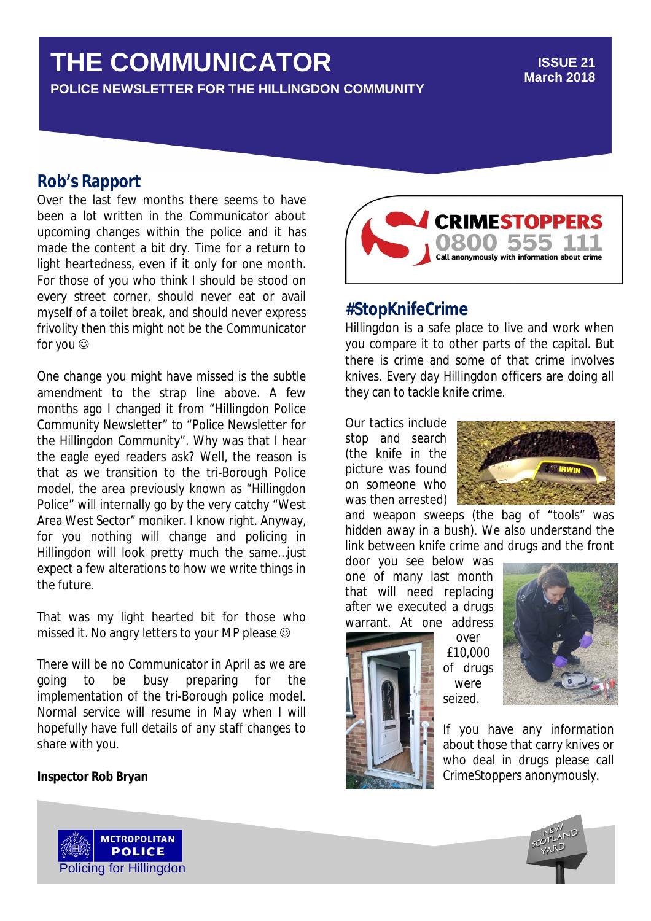# THE COMMUNICATOR

**POLICE NEWSLETTER FOR THE HILLINGDON COMMUNITY**

**ISSUE 21**
**March 2018**

## Rob's Rapport

Over the last few months there seems to have been a lot written in the Communicator about upcoming changes within the police and it has made the content a bit dry. Time for a return to light heartedness, even if it only for one month. For those of you who think I should be stood on every street corner, should never eat or avail myself of a toilet break, and should never express frivolity then this might not be the Communicator for you ☺

One change you might have missed is the subtle amendment to the strap line above. A few months ago I changed it from "Hillingdon Police Community Newsletter" to "Police Newsletter for the Hillingdon Community". Why was that I hear the eagle eyed readers ask? Well, the reason is that as we transition to the tri-Borough Police model, the area previously known as "Hillingdon Police" will internally go by the very catchy "West Area West Sector" moniker. I know right. Anyway, for you nothing will change and policing in Hillingdon will look pretty much the same…just expect a few alterations to how we write things in the future.

That was my light hearted bit for those who missed it. No angry letters to your MP please ☺

There will be no Communicator in April as we are going to be busy preparing for the implementation of the tri-Borough police model. Normal service will resume in May when I will hopefully have full details of any staff changes to share with you.

**Inspector Rob Bryan**

**CRIMESTOPPERS 0800 555 111**
Call anonymously with information about crime

## #StopKnifeCrime

Hillingdon is a safe place to live and work when you compare it to other parts of the capital. But there is crime and some of that crime involves knives. Every day Hillingdon officers are doing all they can to tackle knife crime.

Our tactics include stop and search (the knife in the picture was found on someone who was then arrested) and weapon sweeps (the bag of "tools" was hidden away in a bush). We also understand the link between knife crime and drugs and the front door you see below was one of many last month that will need replacing after we executed a drugs warrant. At one address over £10,000 of drugs were seized.

If you have any information about those that carry knives or who deal in drugs please call CrimeStoppers anonymously.

METROPOLITAN POLICE
Policing for Hillingdon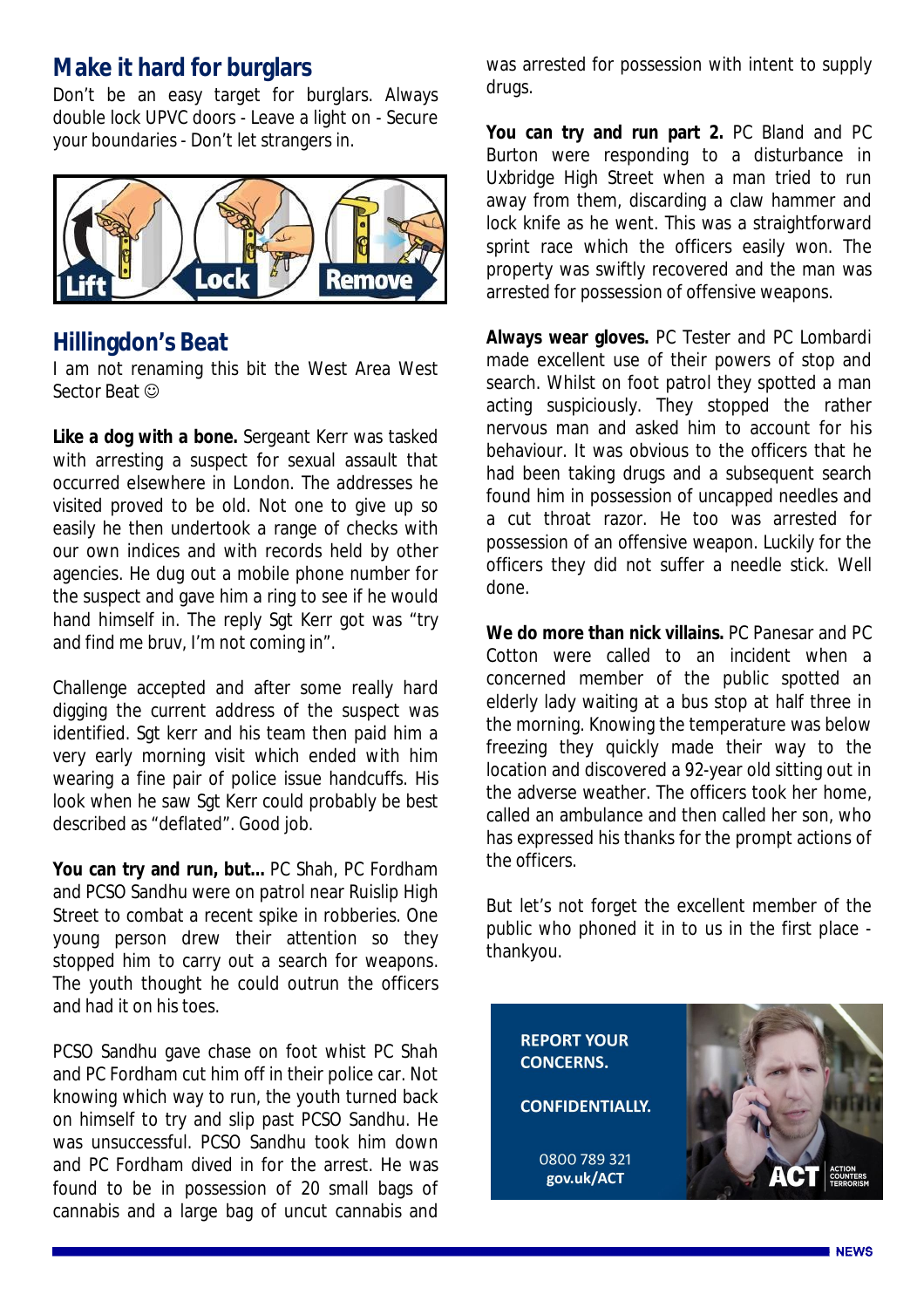## Make it hard for burglars

Don't be an easy target for burglars. Always double lock UPVC doors - Leave a light on - Secure your boundaries - Don't let strangers in.

Lift

Lock

Remove

## Hillingdon's Beat

I am not renaming this bit the West Area West Sector Beat ☺

**Like a dog with a bone.** Sergeant Kerr was tasked with arresting a suspect for sexual assault that occurred elsewhere in London. The addresses he visited proved to be old. Not one to give up so easily he then undertook a range of checks with our own indices and with records held by other agencies. He dug out a mobile phone number for the suspect and gave him a ring to see if he would hand himself in. The reply Sgt Kerr got was "try and find me bruv, I'm not coming in".

Challenge accepted and after some really hard digging the current address of the suspect was identified. Sgt kerr and his team then paid him a very early morning visit which ended with him wearing a fine pair of police issue handcuffs. His look when he saw Sgt Kerr could probably be best described as "deflated". Good job.

**You can try and run, but...** PC Shah, PC Fordham and PCSO Sandhu were on patrol near Ruislip High Street to combat a recent spike in robberies. One young person drew their attention so they stopped him to carry out a search for weapons. The youth thought he could outrun the officers and had it on his toes.

PCSO Sandhu gave chase on foot whist PC Shah and PC Fordham cut him off in their police car. Not knowing which way to run, the youth turned back on himself to try and slip past PCSO Sandhu. He was unsuccessful. PCSO Sandhu took him down and PC Fordham dived in for the arrest. He was found to be in possession of 20 small bags of cannabis and a large bag of uncut cannabis and was arrested for possession with intent to supply drugs.

**You can try and run part 2.** PC Bland and PC Burton were responding to a disturbance in Uxbridge High Street when a man tried to run away from them, discarding a claw hammer and lock knife as he went. This was a straightforward sprint race which the officers easily won. The property was swiftly recovered and the man was arrested for possession of offensive weapons.

**Always wear gloves.** PC Tester and PC Lombardi made excellent use of their powers of stop and search. Whilst on foot patrol they spotted a man acting suspiciously. They stopped the rather nervous man and asked him to account for his behaviour. It was obvious to the officers that he had been taking drugs and a subsequent search found him in possession of uncapped needles and a cut throat razor. He too was arrested for possession of an offensive weapon. Luckily for the officers they did not suffer a needle stick. Well done.

**We do more than nick villains.** PC Panesar and PC Cotton were called to an incident when a concerned member of the public spotted an elderly lady waiting at a bus stop at half three in the morning. Knowing the temperature was below freezing they quickly made their way to the location and discovered a 92-year old sitting out in the adverse weather. The officers took her home, called an ambulance and then called her son, who has expressed his thanks for the prompt actions of the officers.

But let's not forget the excellent member of the public who phoned it in to us in the first place - thankyou.

**REPORT YOUR CONCERNS.**

**CONFIDENTIALLY.**

0800 789 321
**gov.uk/ACT**

ACT ACTION COUNTERS TERRORISM